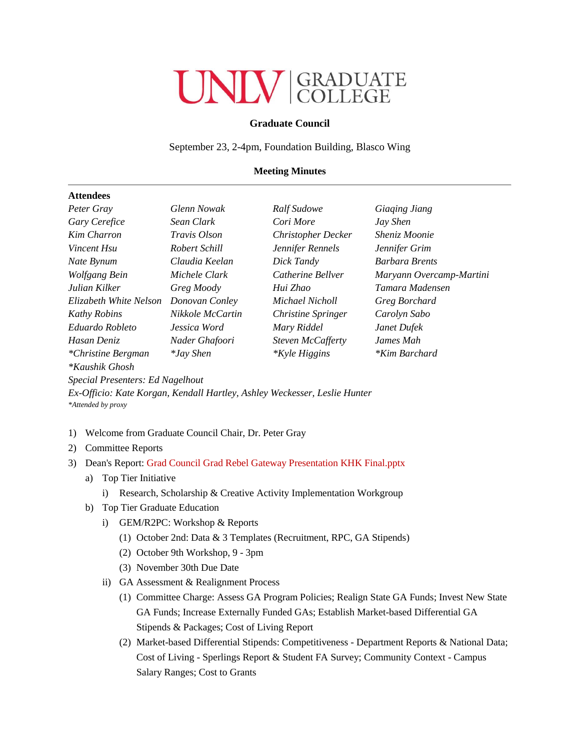# UNLV | GRADUATE COLLEGE

## Graduate Council

September 23, 2-4pm, Foundation Building, Blasco Wing

### Meeting Minutes

---

**Attendees**

*Peter Gray*
*Gary Cerefice*
*Kim Charron*
*Vincent Hsu*
*Nate Bynum*
*Wolfgang Bein*
*Julian Kilker*
*Elizabeth White Nelson*
*Kathy Robins*
*Eduardo Robleto*
*Hasan Deniz*
*\*Christine Bergman*
*\*Kaushik Ghosh*
*Glenn Nowak*
*Sean Clark*
*Travis Olson*
*Robert Schill*
*Claudia Keelan*
*Michele Clark*
*Greg Moody*
*Donovan Conley*
*Nikkole McCartin*
*Jessica Word*
*Nader Ghafoori*
*\*Jay Shen*
*Ralf Sudowe*
*Cori More*
*Christopher Decker*
*Jennifer Rennels*
*Dick Tandy*
*Catherine Bellver*
*Hui Zhao*
*Michael Nicholl*
*Christine Springer*
*Mary Riddel*
*Steven McCafferty*
*\*Kyle Higgins*
*Giaqing Jiang*
*Jay Shen*
*Sheniz Moonie*
*Jennifer Grim*
*Barbara Brents*
*Maryann Overcamp-Martini*
*Tamara Madensen*
*Greg Borchard*
*Carolyn Sabo*
*Janet Dufek*
*James Mah*
*\*Kim Barchard*

*Special Presenters: Ed Nagelhout*

*Ex-Officio: Kate Korgan, Kendall Hartley, Ashley Weckesser, Leslie Hunter*

*\*Attended by proxy*

1) Welcome from Graduate Council Chair, Dr. Peter Gray
2) Committee Reports
3) Dean's Report: Grad Council Grad Rebel Gateway Presentation KHK Final.pptx
   a) Top Tier Initiative
      i) Research, Scholarship & Creative Activity Implementation Workgroup
   b) Top Tier Graduate Education
      i) GEM/R2PC: Workshop & Reports
         (1) October 2nd: Data & 3 Templates (Recruitment, RPC, GA Stipends)
         (2) October 9th Workshop, 9 - 3pm
         (3) November 30th Due Date
      ii) GA Assessment & Realignment Process
         (1) Committee Charge: Assess GA Program Policies; Realign State GA Funds; Invest New State GA Funds; Increase Externally Funded GAs; Establish Market-based Differential GA Stipends & Packages; Cost of Living Report
         (2) Market-based Differential Stipends: Competitiveness - Department Reports & National Data; Cost of Living - Sperlings Report & Student FA Survey; Community Context - Campus Salary Ranges; Cost to Grants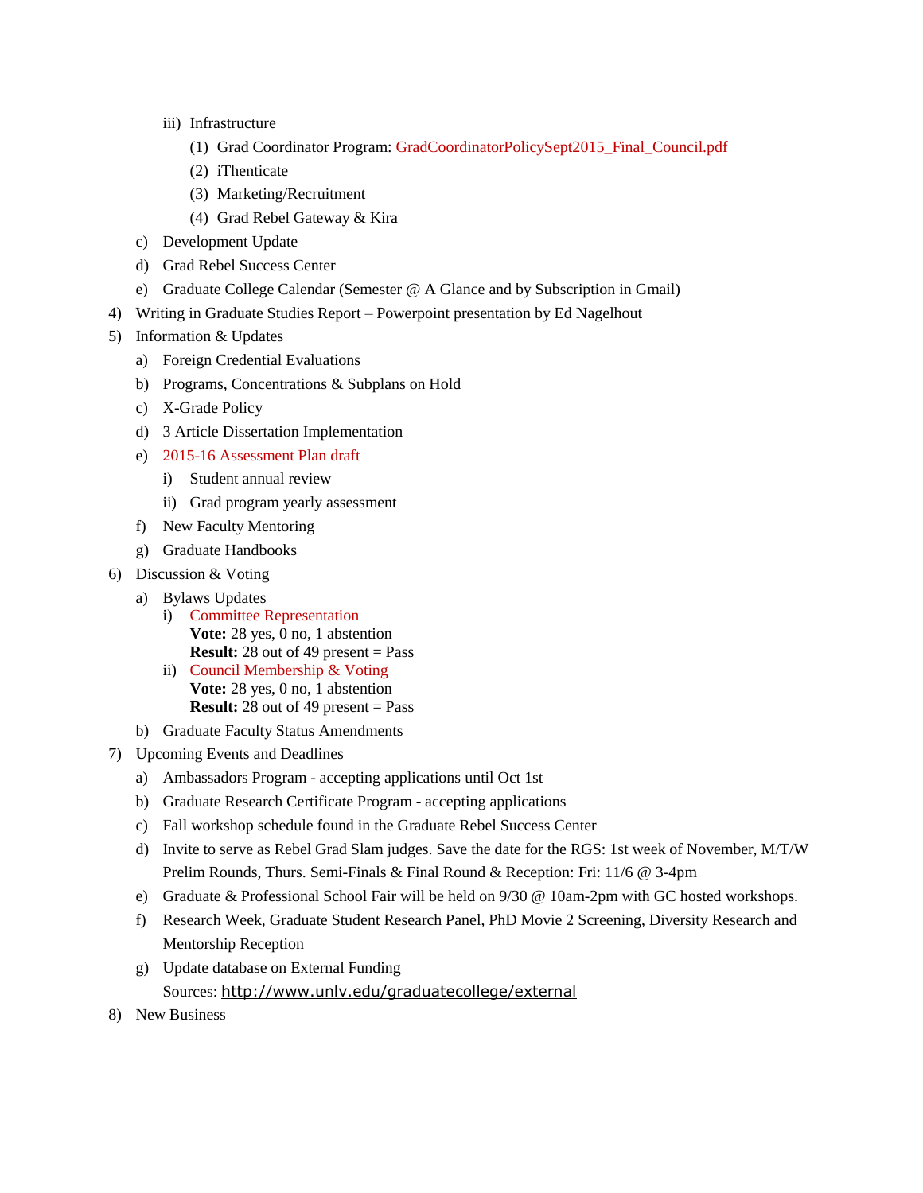- iii) Infrastructure
        - (1) Grad Coordinator Program: GradCoordinatorPolicySept2015_Final_Council.pdf
        - (2) iThenticate
        - (3) Marketing/Recruitment
        - (4) Grad Rebel Gateway & Kira
  - c) Development Update
  - d) Grad Rebel Success Center
  - e) Graduate College Calendar (Semester @ A Glance and by Subscription in Gmail)
4) Writing in Graduate Studies Report – Powerpoint presentation by Ed Nagelhout
5) Information & Updates
  - a) Foreign Credential Evaluations
  - b) Programs, Concentrations & Subplans on Hold
  - c) X-Grade Policy
  - d) 3 Article Dissertation Implementation
  - e) 2015-16 Assessment Plan draft
    - i) Student annual review
    - ii) Grad program yearly assessment
  - f) New Faculty Mentoring
  - g) Graduate Handbooks
6) Discussion & Voting
  - a) Bylaws Updates
    - i) Committee Representation
      **Vote:** 28 yes, 0 no, 1 abstention
      **Result:** 28 out of 49 present = Pass
    - ii) Council Membership & Voting
      **Vote:** 28 yes, 0 no, 1 abstention
      **Result:** 28 out of 49 present = Pass
  - b) Graduate Faculty Status Amendments
7) Upcoming Events and Deadlines
  - a) Ambassadors Program - accepting applications until Oct 1st
  - b) Graduate Research Certificate Program - accepting applications
  - c) Fall workshop schedule found in the Graduate Rebel Success Center
  - d) Invite to serve as Rebel Grad Slam judges. Save the date for the RGS: 1st week of November, M/T/W Prelim Rounds, Thurs. Semi-Finals & Final Round & Reception: Fri: 11/6 @ 3-4pm
  - e) Graduate & Professional School Fair will be held on 9/30 @ 10am-2pm with GC hosted workshops.
  - f) Research Week, Graduate Student Research Panel, PhD Movie 2 Screening, Diversity Research and Mentorship Reception
  - g) Update database on External Funding
    Sources: http://www.unlv.edu/graduatecollege/external
8) New Business